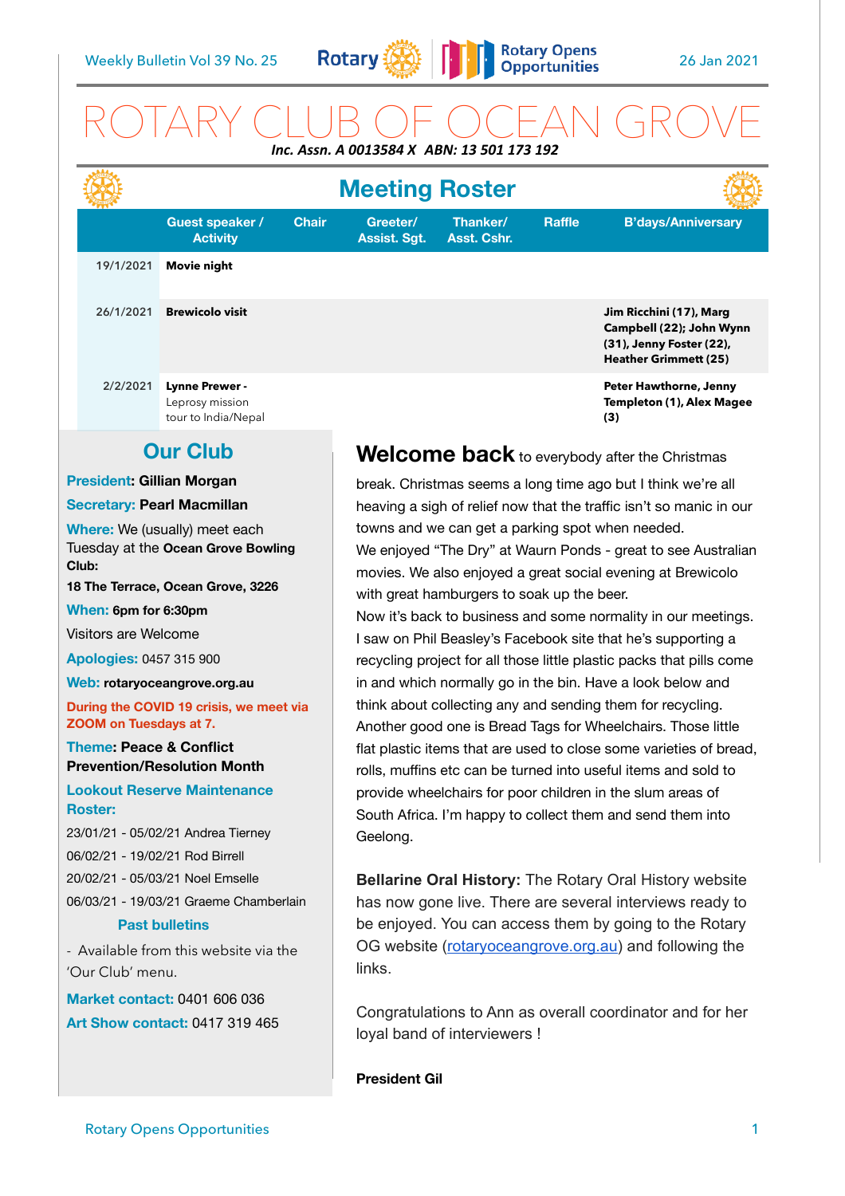Weekly Bulletin Vol 39 No. 25 — 26 Jan 2021

# ROTARY CLUB OF OCEAN GROVE

***Inc. Assn. A 0013584 X ABN: 13 501 173 192***

## Meeting Roster

| | Guest speaker / Activity | Chair | Greeter/ Assist. Sgt. | Thanker/ Asst. Cshr. | Raffle | B'days/Anniversary |
|---|---|---|---|---|---|---|
| 19/1/2021 | **Movie night** | | | | | |
| 26/1/2021 | **Brewicolo visit** | | | | | **Jim Ricchini (17), Marg Campbell (22); John Wynn (31), Jenny Foster (22), Heather Grimmett (25)** |
| 2/2/2021 | **Lynne Prewer -** Leprosy mission tour to India/Nepal | | | | | **Peter Hawthorne, Jenny Templeton (1), Alex Magee (3)** |

## Our Club

**President**: **Gillian Morgan**

**Secretary:** **Pearl Macmillan**

**Where:** We (usually) meet each Tuesday at the **Ocean Grove Bowling Club:**

**18 The Terrace, Ocean Grove, 3226**

**When:** **6pm for 6:30pm**

Visitors are Welcome

**Apologies:** 0457 315 900

**Web:** **rotaryoceangrove.org.au**

**During the COVID 19 crisis, we meet via ZOOM on Tuesdays at 7.**

**Theme**: **Peace & Conflict Prevention/Resolution Month**

**Lookout Reserve Maintenance Roster:**

23/01/21 - 05/02/21 Andrea Tierney

06/02/21 - 19/02/21 Rod Birrell

20/02/21 - 05/03/21 Noel Emselle

06/03/21 - 19/03/21 Graeme Chamberlain

**Past bulletins**

- Available from this website via the 'Our Club' menu.

**Market contact:** 0401 606 036

**Art Show contact:** 0417 319 465

**Welcome back** to everybody after the Christmas break. Christmas seems a long time ago but I think we're all heaving a sigh of relief now that the traffic isn't so manic in our towns and we can get a parking spot when needed.

We enjoyed "The Dry" at Waurn Ponds - great to see Australian movies. We also enjoyed a great social evening at Brewicolo with great hamburgers to soak up the beer.

Now it's back to business and some normality in our meetings. I saw on Phil Beasley's Facebook site that he's supporting a recycling project for all those little plastic packs that pills come in and which normally go in the bin. Have a look below and think about collecting any and sending them for recycling.

Another good one is Bread Tags for Wheelchairs. Those little flat plastic items that are used to close some varieties of bread, rolls, muffins etc can be turned into useful items and sold to provide wheelchairs for poor children in the slum areas of South Africa. I'm happy to collect them and send them into Geelong.

**Bellarine Oral History:** The Rotary Oral History website has now gone live. There are several interviews ready to be enjoyed. You can access them by going to the Rotary OG website (rotaryoceangrove.org.au) and following the links.

Congratulations to Ann as overall coordinator and for her loyal band of interviewers !

**President Gil**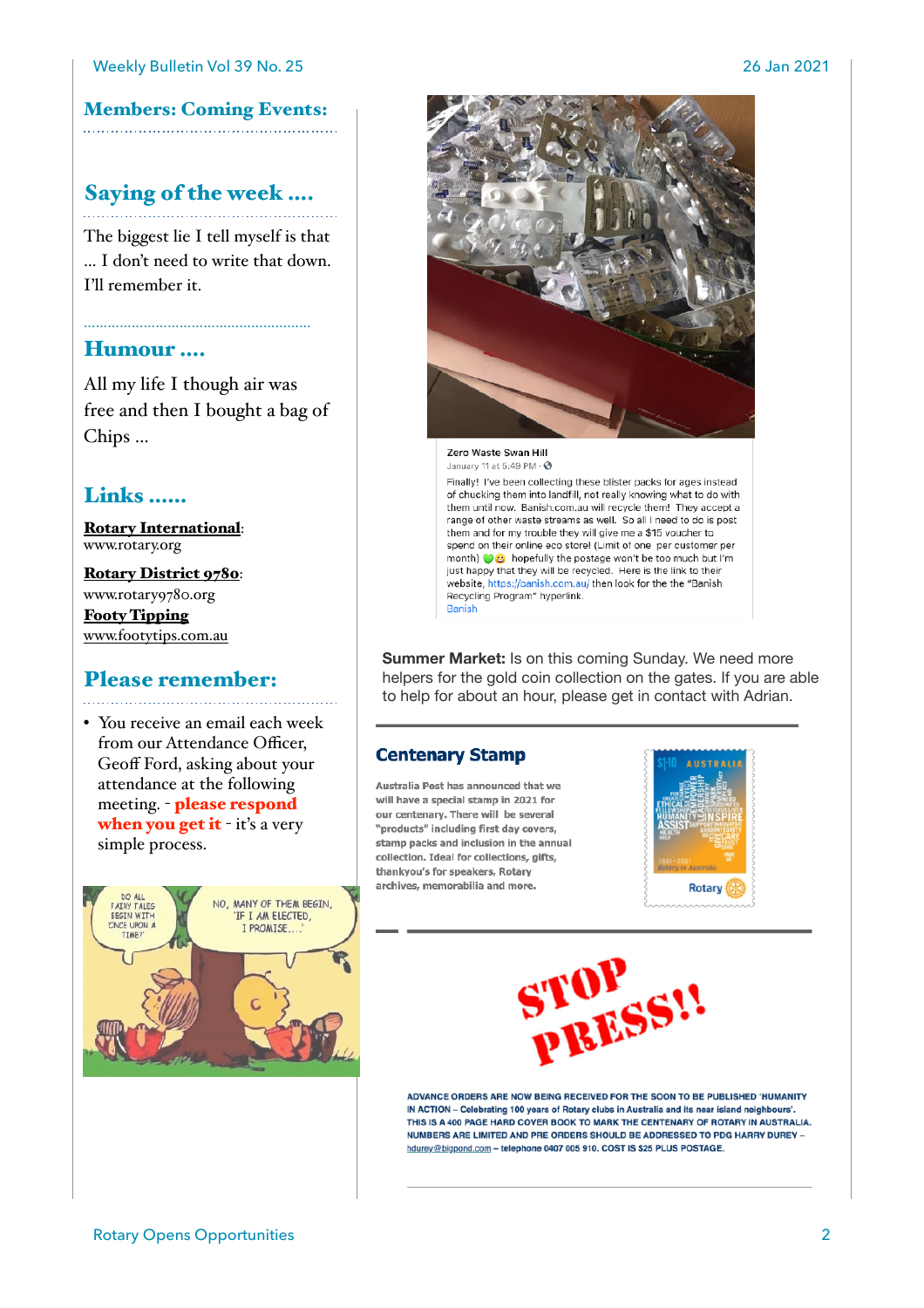## Members: Coming Events:

## Saying of the week ....

The biggest lie I tell myself is that ... I don't need to write that down. I'll remember it.

## Humour ....

All my life I though air was free and then I bought a bag of Chips ...

## Links ......

**Rotary International**: www.rotary.org

**Rotary District 9780**: www.rotary9780.org

**Footy Tipping** www.footytips.com.au

## Please remember:

- You receive an email each week from our Attendance Officer, Geoff Ford, asking about your attendance at the following meeting. - **please respond when you get it** - it's a very simple process.

Zero Waste Swan Hill
January 11 at 5:49 PM

Finally! I've been collecting these blister packs for ages instead of chucking them into landfill, not really knowing what to do with them until now. Banish.com.au will recycle them! They accept a range of other waste streams as well. So all I need to do is post them and for my trouble they will give me a $15 voucher to spend on their online eco store! (Limit of one per customer per month) 💚😀 hopefully the postage won't be too much but I'm just happy that they will be recycled. Here is the link to their website, https://banish.com.au/ then look for the the "Banish Recycling Program" hyperlink.
Banish

**Summer Market:** Is on this coming Sunday. We need more helpers for the gold coin collection on the gates. If you are able to help for about an hour, please get in contact with Adrian.

## Centenary Stamp

Australia Post has announced that we will have a special stamp in 2021 for our centenary. There will be several "products" including first day covers, stamp packs and inclusion in the annual collection. Ideal for collections, gifts, thankyou's for speakers, Rotary archives, memorabilia and more.

## STOP PRESS!!

ADVANCE ORDERS ARE NOW BEING RECEIVED FOR THE SOON TO BE PUBLISHED 'HUMANITY IN ACTION – Celebrating 100 years of Rotary clubs in Australia and its near island neighbours'. THIS IS A 400 PAGE HARD COVER BOOK TO MARK THE CENTENARY OF ROTARY IN AUSTRALIA. NUMBERS ARE LIMITED AND PRE ORDERS SHOULD BE ADDRESSED TO PDG HARRY DUREY – hdurey@bigpond.com – telephone 0407 005 910. COST IS $25 PLUS POSTAGE.